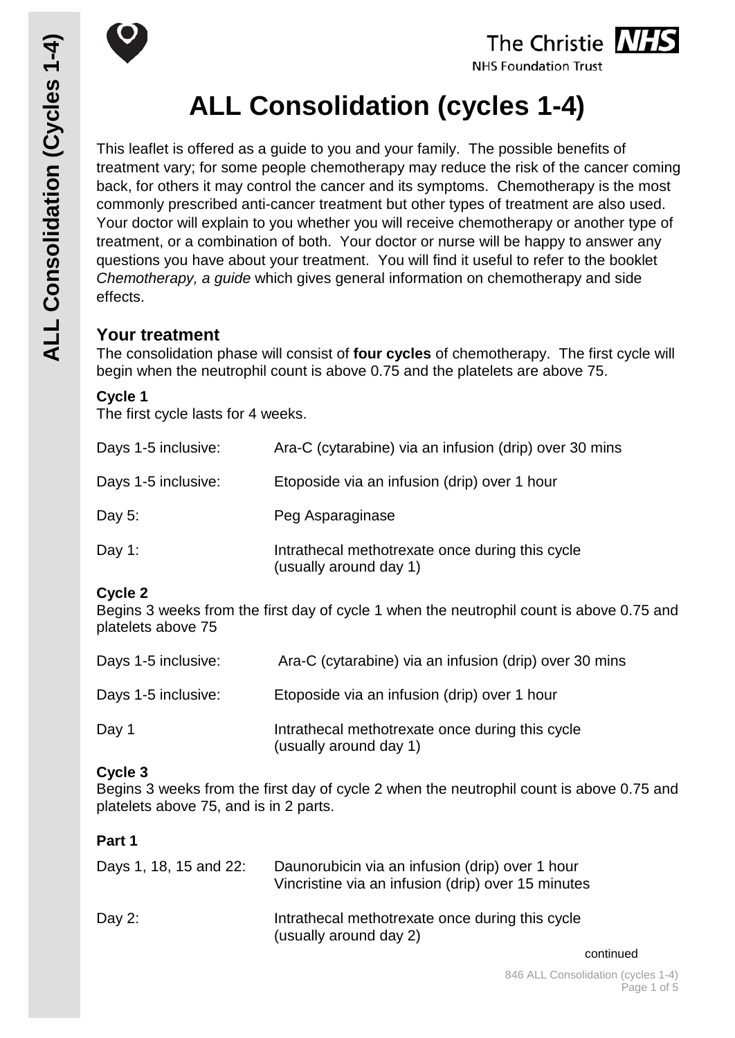# ALL Consolidation (cycles 1-4)

This leaflet is offered as a guide to you and your family. The possible benefits of treatment vary; for some people chemotherapy may reduce the risk of the cancer coming back, for others it may control the cancer and its symptoms. Chemotherapy is the most commonly prescribed anti-cancer treatment but other types of treatment are also used. Your doctor will explain to you whether you will receive chemotherapy or another type of treatment, or a combination of both. Your doctor or nurse will be happy to answer any questions you have about your treatment. You will find it useful to refer to the booklet *Chemotherapy, a guide* which gives general information on chemotherapy and side effects.

## Your treatment

The consolidation phase will consist of **four cycles** of chemotherapy. The first cycle will begin when the neutrophil count is above 0.75 and the platelets are above 75.

### Cycle 1

The first cycle lasts for 4 weeks.

| | |
|---|---|
| Days 1-5 inclusive: | Ara-C (cytarabine) via an infusion (drip) over 30 mins |
| Days 1-5 inclusive: | Etoposide via an infusion (drip) over 1 hour |
| Day 5: | Peg Asparaginase |
| Day 1: | Intrathecal methotrexate once during this cycle (usually around day 1) |

### Cycle 2

Begins 3 weeks from the first day of cycle 1 when the neutrophil count is above 0.75 and platelets above 75

| | |
|---|---|
| Days 1-5 inclusive: | Ara-C (cytarabine) via an infusion (drip) over 30 mins |
| Days 1-5 inclusive: | Etoposide via an infusion (drip) over 1 hour |
| Day 1 | Intrathecal methotrexate once during this cycle (usually around day 1) |

### Cycle 3

Begins 3 weeks from the first day of cycle 2 when the neutrophil count is above 0.75 and platelets above 75, and is in 2 parts.

**Part 1**

| | |
|---|---|
| Days 1, 18, 15 and 22: | Daunorubicin via an infusion (drip) over 1 hour<br>Vincristine via an infusion (drip) over 15 minutes |
| Day 2: | Intrathecal methotrexate once during this cycle (usually around day 2) |

continued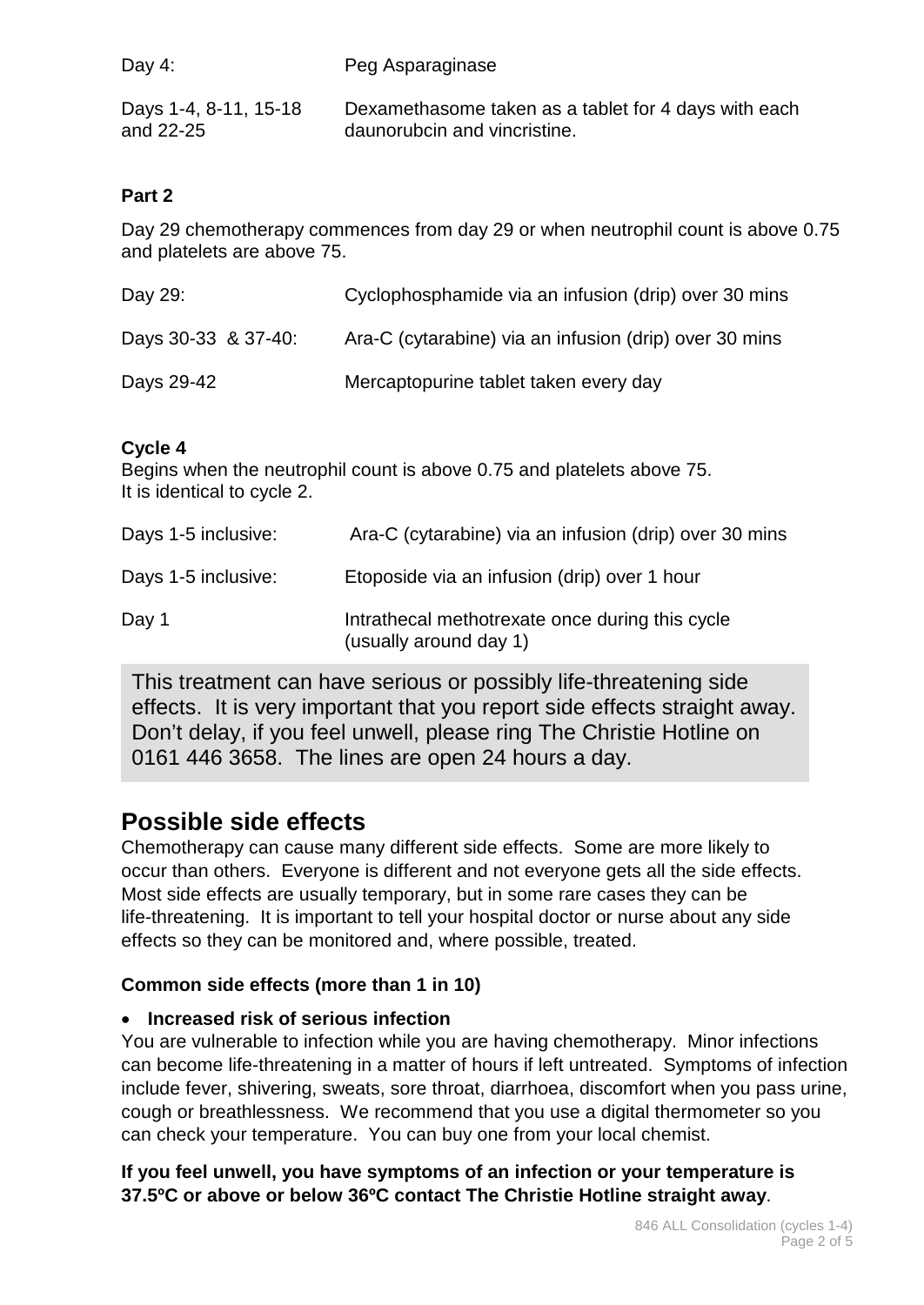| | |
|---|---|
| Day 4: | Peg Asparaginase |
| Days 1-4, 8-11, 15-18 and 22-25 | Dexamethasome taken as a tablet for 4 days with each daunorubcin and vincristine. |

**Part 2**

Day 29 chemotherapy commences from day 29 or when neutrophil count is above 0.75 and platelets are above 75.

| | |
|---|---|
| Day 29: | Cyclophosphamide via an infusion (drip) over 30 mins |
| Days 30-33 & 37-40: | Ara-C (cytarabine) via an infusion (drip) over 30 mins |
| Days 29-42 | Mercaptopurine tablet taken every day |

**Cycle 4**

Begins when the neutrophil count is above 0.75 and platelets above 75.
It is identical to cycle 2.

| | |
|---|---|
| Days 1-5 inclusive: | Ara-C (cytarabine) via an infusion (drip) over 30 mins |
| Days 1-5 inclusive: | Etoposide via an infusion (drip) over 1 hour |
| Day 1 | Intrathecal methotrexate once during this cycle (usually around day 1) |

This treatment can have serious or possibly life-threatening side effects. It is very important that you report side effects straight away. Don't delay, if you feel unwell, please ring The Christie Hotline on 0161 446 3658. The lines are open 24 hours a day.

## Possible side effects

Chemotherapy can cause many different side effects. Some are more likely to occur than others. Everyone is different and not everyone gets all the side effects. Most side effects are usually temporary, but in some rare cases they can be life-threatening. It is important to tell your hospital doctor or nurse about any side effects so they can be monitored and, where possible, treated.

**Common side effects (more than 1 in 10)**

- **Increased risk of serious infection**

You are vulnerable to infection while you are having chemotherapy. Minor infections can become life-threatening in a matter of hours if left untreated. Symptoms of infection include fever, shivering, sweats, sore throat, diarrhoea, discomfort when you pass urine, cough or breathlessness. We recommend that you use a digital thermometer so you can check your temperature. You can buy one from your local chemist.

**If you feel unwell, you have symptoms of an infection or your temperature is 37.5ºC or above or below 36ºC contact The Christie Hotline straight away**.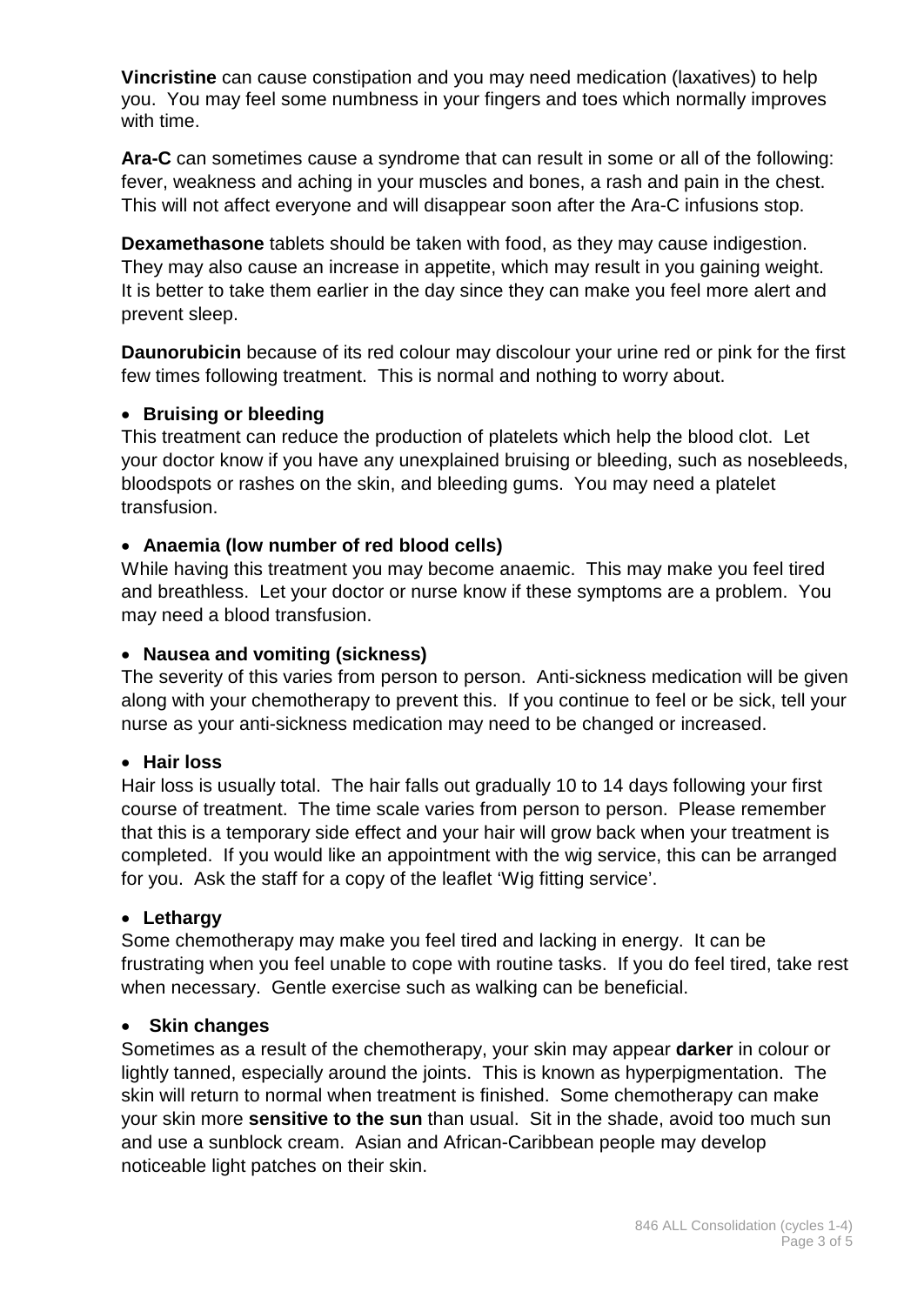**Vincristine** can cause constipation and you may need medication (laxatives) to help you. You may feel some numbness in your fingers and toes which normally improves with time.

**Ara-C** can sometimes cause a syndrome that can result in some or all of the following: fever, weakness and aching in your muscles and bones, a rash and pain in the chest. This will not affect everyone and will disappear soon after the Ara-C infusions stop.

**Dexamethasone** tablets should be taken with food, as they may cause indigestion. They may also cause an increase in appetite, which may result in you gaining weight. It is better to take them earlier in the day since they can make you feel more alert and prevent sleep.

**Daunorubicin** because of its red colour may discolour your urine red or pink for the first few times following treatment. This is normal and nothing to worry about.

- **Bruising or bleeding**

This treatment can reduce the production of platelets which help the blood clot. Let your doctor know if you have any unexplained bruising or bleeding, such as nosebleeds, bloodspots or rashes on the skin, and bleeding gums. You may need a platelet transfusion.

- **Anaemia (low number of red blood cells)**

While having this treatment you may become anaemic. This may make you feel tired and breathless. Let your doctor or nurse know if these symptoms are a problem. You may need a blood transfusion.

- **Nausea and vomiting (sickness)**

The severity of this varies from person to person. Anti-sickness medication will be given along with your chemotherapy to prevent this. If you continue to feel or be sick, tell your nurse as your anti-sickness medication may need to be changed or increased.

- **Hair loss**

Hair loss is usually total. The hair falls out gradually 10 to 14 days following your first course of treatment. The time scale varies from person to person. Please remember that this is a temporary side effect and your hair will grow back when your treatment is completed. If you would like an appointment with the wig service, this can be arranged for you. Ask the staff for a copy of the leaflet 'Wig fitting service'.

- **Lethargy**

Some chemotherapy may make you feel tired and lacking in energy. It can be frustrating when you feel unable to cope with routine tasks. If you do feel tired, take rest when necessary. Gentle exercise such as walking can be beneficial.

- **Skin changes**

Sometimes as a result of the chemotherapy, your skin may appear **darker** in colour or lightly tanned, especially around the joints. This is known as hyperpigmentation. The skin will return to normal when treatment is finished. Some chemotherapy can make your skin more **sensitive to the sun** than usual. Sit in the shade, avoid too much sun and use a sunblock cream. Asian and African-Caribbean people may develop noticeable light patches on their skin.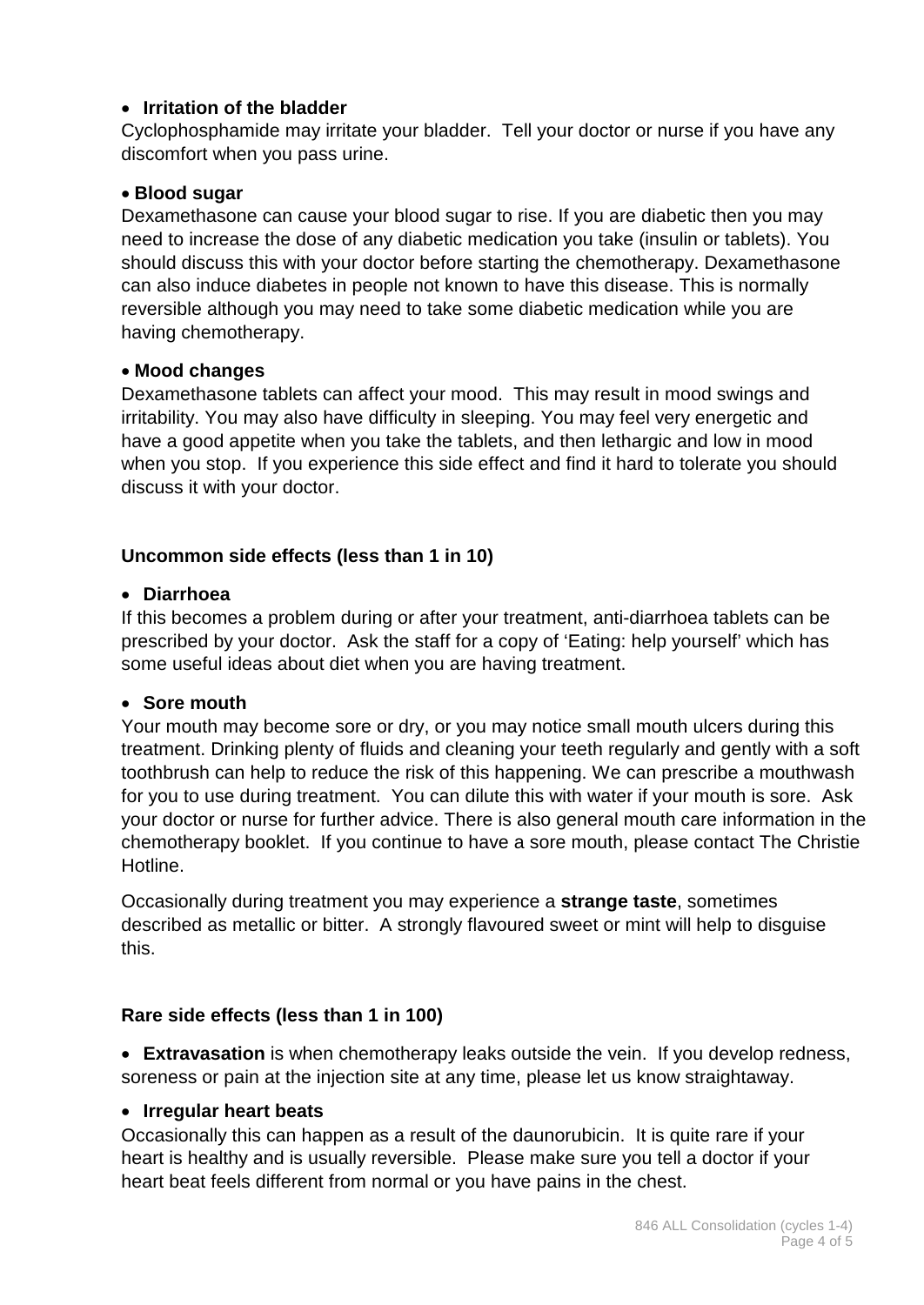- **Irritation of the bladder**

Cyclophosphamide may irritate your bladder. Tell your doctor or nurse if you have any discomfort when you pass urine.

- **Blood sugar**

Dexamethasone can cause your blood sugar to rise. If you are diabetic then you may need to increase the dose of any diabetic medication you take (insulin or tablets). You should discuss this with your doctor before starting the chemotherapy. Dexamethasone can also induce diabetes in people not known to have this disease. This is normally reversible although you may need to take some diabetic medication while you are having chemotherapy.

- **Mood changes**

Dexamethasone tablets can affect your mood. This may result in mood swings and irritability. You may also have difficulty in sleeping. You may feel very energetic and have a good appetite when you take the tablets, and then lethargic and low in mood when you stop. If you experience this side effect and find it hard to tolerate you should discuss it with your doctor.

### Uncommon side effects (less than 1 in 10)

- **Diarrhoea**

If this becomes a problem during or after your treatment, anti-diarrhoea tablets can be prescribed by your doctor. Ask the staff for a copy of 'Eating: help yourself' which has some useful ideas about diet when you are having treatment.

- **Sore mouth**

Your mouth may become sore or dry, or you may notice small mouth ulcers during this treatment. Drinking plenty of fluids and cleaning your teeth regularly and gently with a soft toothbrush can help to reduce the risk of this happening. We can prescribe a mouthwash for you to use during treatment. You can dilute this with water if your mouth is sore. Ask your doctor or nurse for further advice. There is also general mouth care information in the chemotherapy booklet. If you continue to have a sore mouth, please contact The Christie Hotline.

Occasionally during treatment you may experience a **strange taste**, sometimes described as metallic or bitter. A strongly flavoured sweet or mint will help to disguise this.

### Rare side effects (less than 1 in 100)

- **Extravasation** is when chemotherapy leaks outside the vein. If you develop redness, soreness or pain at the injection site at any time, please let us know straightaway.

- **Irregular heart beats**

Occasionally this can happen as a result of the daunorubicin. It is quite rare if your heart is healthy and is usually reversible. Please make sure you tell a doctor if your heart beat feels different from normal or you have pains in the chest.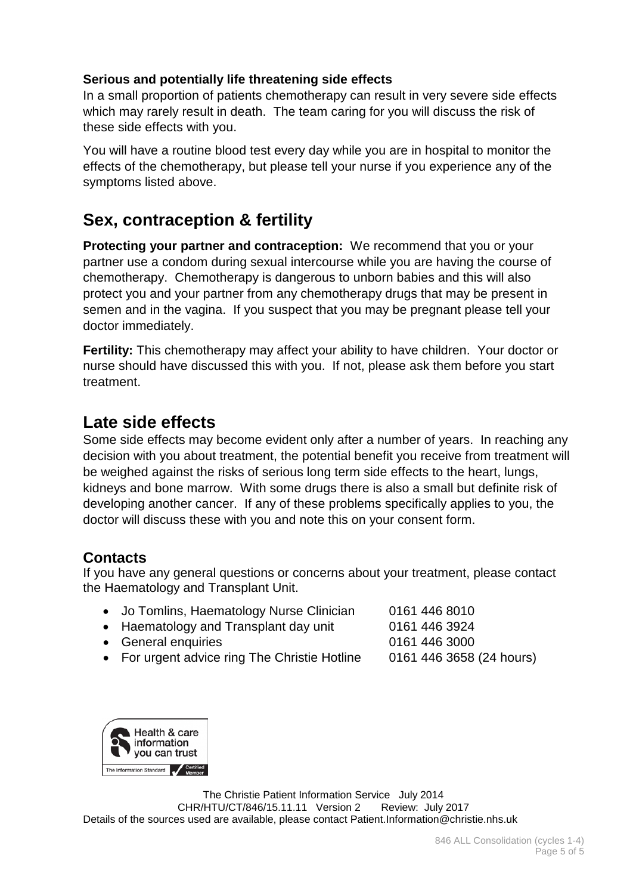**Serious and potentially life threatening side effects**

In a small proportion of patients chemotherapy can result in very severe side effects which may rarely result in death. The team caring for you will discuss the risk of these side effects with you.

You will have a routine blood test every day while you are in hospital to monitor the effects of the chemotherapy, but please tell your nurse if you experience any of the symptoms listed above.

## Sex, contraception & fertility

**Protecting your partner and contraception:** We recommend that you or your partner use a condom during sexual intercourse while you are having the course of chemotherapy. Chemotherapy is dangerous to unborn babies and this will also protect you and your partner from any chemotherapy drugs that may be present in semen and in the vagina. If you suspect that you may be pregnant please tell your doctor immediately.

**Fertility:** This chemotherapy may affect your ability to have children. Your doctor or nurse should have discussed this with you. If not, please ask them before you start treatment.

## Late side effects

Some side effects may become evident only after a number of years. In reaching any decision with you about treatment, the potential benefit you receive from treatment will be weighed against the risks of serious long term side effects to the heart, lungs, kidneys and bone marrow. With some drugs there is also a small but definite risk of developing another cancer. If any of these problems specifically applies to you, the doctor will discuss these with you and note this on your consent form.

### Contacts

If you have any general questions or concerns about your treatment, please contact the Haematology and Transplant Unit.

- Jo Tomlins, Haematology Nurse Clinician 0161 446 8010
- Haematology and Transplant day unit 0161 446 3924
- General enquiries 0161 446 3000
- For urgent advice ring The Christie Hotline 0161 446 3658 (24 hours)

Health & care information you can trust

The Information Standard Certified Member

The Christie Patient Information Service July 2014
CHR/HTU/CT/846/15.11.11 Version 2 Review: July 2017
Details of the sources used are available, please contact Patient.Information@christie.nhs.uk